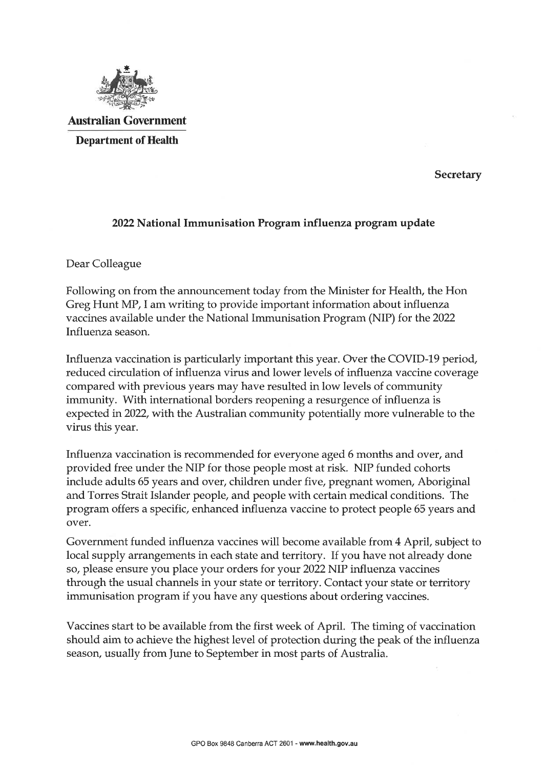**Australian Government**

**Department of Health**

**Secretary**

## 2022 National Immunisation Program influenza program update

Dear Colleague

Following on from the announcement today from the Minister for Health, the Hon Greg Hunt MP, I am writing to provide important information about influenza vaccines available under the National Immunisation Program (NIP) for the 2022 Influenza season.

Influenza vaccination is particularly important this year. Over the COVID-19 period, reduced circulation of influenza virus and lower levels of influenza vaccine coverage compared with previous years may have resulted in low levels of community immunity. With international borders reopening a resurgence of influenza is expected in 2022, with the Australian community potentially more vulnerable to the virus this year.

Influenza vaccination is recommended for everyone aged 6 months and over, and provided free under the NIP for those people most at risk. NIP funded cohorts include adults 65 years and over, children under five, pregnant women, Aboriginal and Torres Strait Islander people, and people with certain medical conditions. The program offers a specific, enhanced influenza vaccine to protect people 65 years and over.

Government funded influenza vaccines will become available from 4 April, subject to local supply arrangements in each state and territory. If you have not already done so, please ensure you place your orders for your 2022 NIP influenza vaccines through the usual channels in your state or territory. Contact your state or territory immunisation program if you have any questions about ordering vaccines.

Vaccines start to be available from the first week of April. The timing of vaccination should aim to achieve the highest level of protection during the peak of the influenza season, usually from June to September in most parts of Australia.

GPO Box 9848 Canberra ACT 2601 - **www.health.gov.au**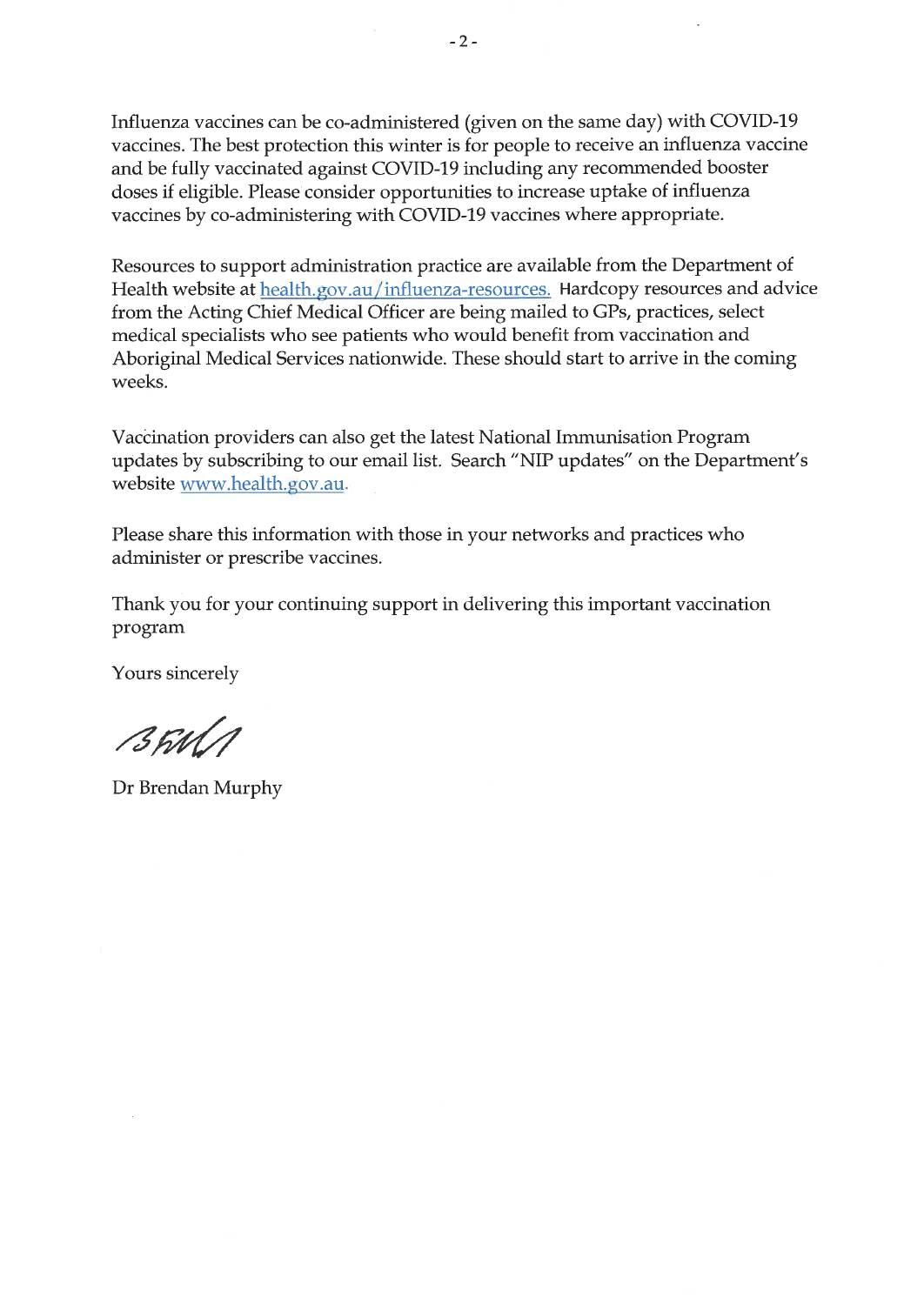Influenza vaccines can be co-administered (given on the same day) with COVID-19 vaccines. The best protection this winter is for people to receive an influenza vaccine and be fully vaccinated against COVID-19 including any recommended booster doses if eligible. Please consider opportunities to increase uptake of influenza vaccines by co-administering with COVID-19 vaccines where appropriate.

Resources to support administration practice are available from the Department of Health website at health.gov.au/influenza-resources. Hardcopy resources and advice from the Acting Chief Medical Officer are being mailed to GPs, practices, select medical specialists who see patients who would benefit from vaccination and Aboriginal Medical Services nationwide. These should start to arrive in the coming weeks.

Vaccination providers can also get the latest National Immunisation Program updates by subscribing to our email list. Search "NIP updates" on the Department's website www.health.gov.au.

Please share this information with those in your networks and practices who administer or prescribe vaccines.

Thank you for your continuing support in delivering this important vaccination program

Yours sincerely

Dr Brendan Murphy